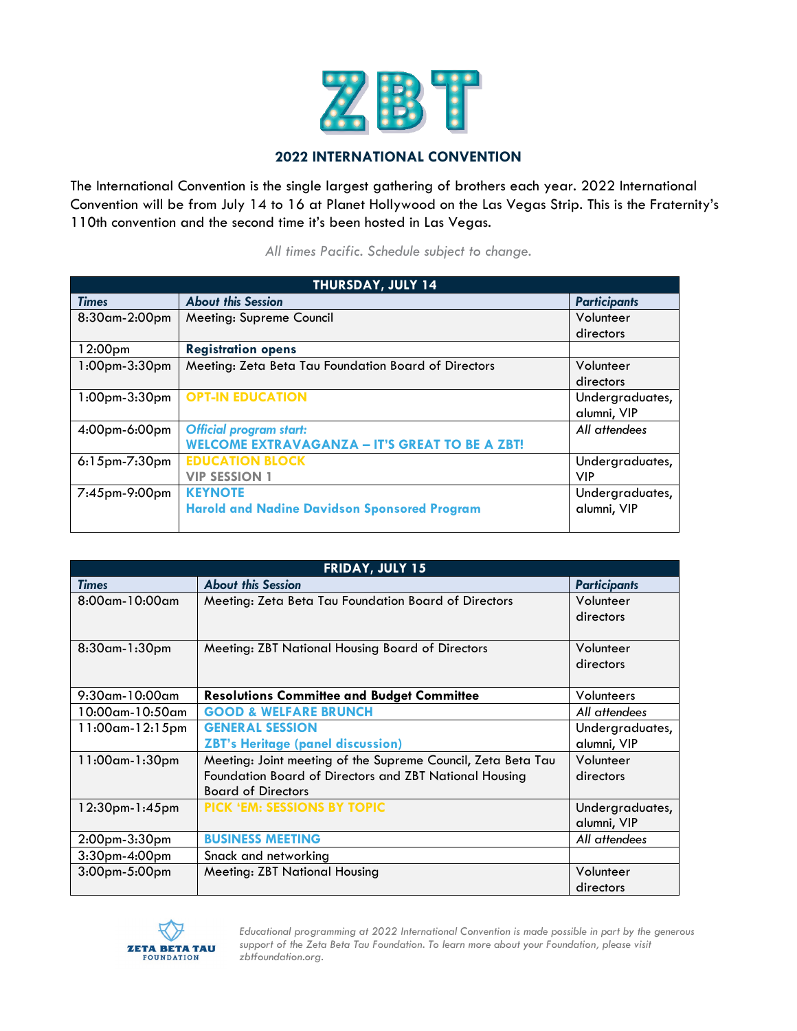# ZBT

## 2022 INTERNATIONAL CONVENTION

The International Convention is the single largest gathering of brothers each year. 2022 International Convention will be from July 14 to 16 at Planet Hollywood on the Las Vegas Strip. This is the Fraternity's 110th convention and the second time it's been hosted in Las Vegas.

*All times Pacific. Schedule subject to change.*

| THURSDAY, JULY 14 | | |
|---|---|---|
| ***Times*** | ***About this Session*** | ***Participants*** |
| 8:30am-2:00pm | Meeting: Supreme Council | Volunteer directors |
| 12:00pm | **Registration opens** | |
| 1:00pm-3:30pm | Meeting: Zeta Beta Tau Foundation Board of Directors | Volunteer directors |
| 1:00pm-3:30pm | **OPT-IN EDUCATION** | Undergraduates, alumni, VIP |
| 4:00pm-6:00pm | ***Official program start:*** **WELCOME EXTRAVAGANZA – IT'S GREAT TO BE A ZBT!** | *All attendees* |
| 6:15pm-7:30pm | **EDUCATION BLOCK** **VIP SESSION 1** | Undergraduates, VIP |
| 7:45pm-9:00pm | **KEYNOTE** **Harold and Nadine Davidson Sponsored Program** | Undergraduates, alumni, VIP |

| FRIDAY, JULY 15 | | |
|---|---|---|
| ***Times*** | ***About this Session*** | ***Participants*** |
| 8:00am-10:00am | Meeting: Zeta Beta Tau Foundation Board of Directors | Volunteer directors |
| 8:30am-1:30pm | Meeting: ZBT National Housing Board of Directors | Volunteer directors |
| 9:30am-10:00am | **Resolutions Committee and Budget Committee** | Volunteers |
| 10:00am-10:50am | **GOOD & WELFARE BRUNCH** | *All attendees* |
| 11:00am-12:15pm | **GENERAL SESSION** **ZBT's Heritage (panel discussion)** | Undergraduates, alumni, VIP |
| 11:00am-1:30pm | Meeting: Joint meeting of the Supreme Council, Zeta Beta Tau Foundation Board of Directors and ZBT National Housing Board of Directors | Volunteer directors |
| 12:30pm-1:45pm | **PICK 'EM: SESSIONS BY TOPIC** | Undergraduates, alumni, VIP |
| 2:00pm-3:30pm | **BUSINESS MEETING** | *All attendees* |
| 3:30pm-4:00pm | Snack and networking | |
| 3:00pm-5:00pm | Meeting: ZBT National Housing | Volunteer directors |

ZETA BETA TAU FOUNDATION

*Educational programming at 2022 International Convention is made possible in part by the generous support of the Zeta Beta Tau Foundation. To learn more about your Foundation, please visit zbtfoundation.org.*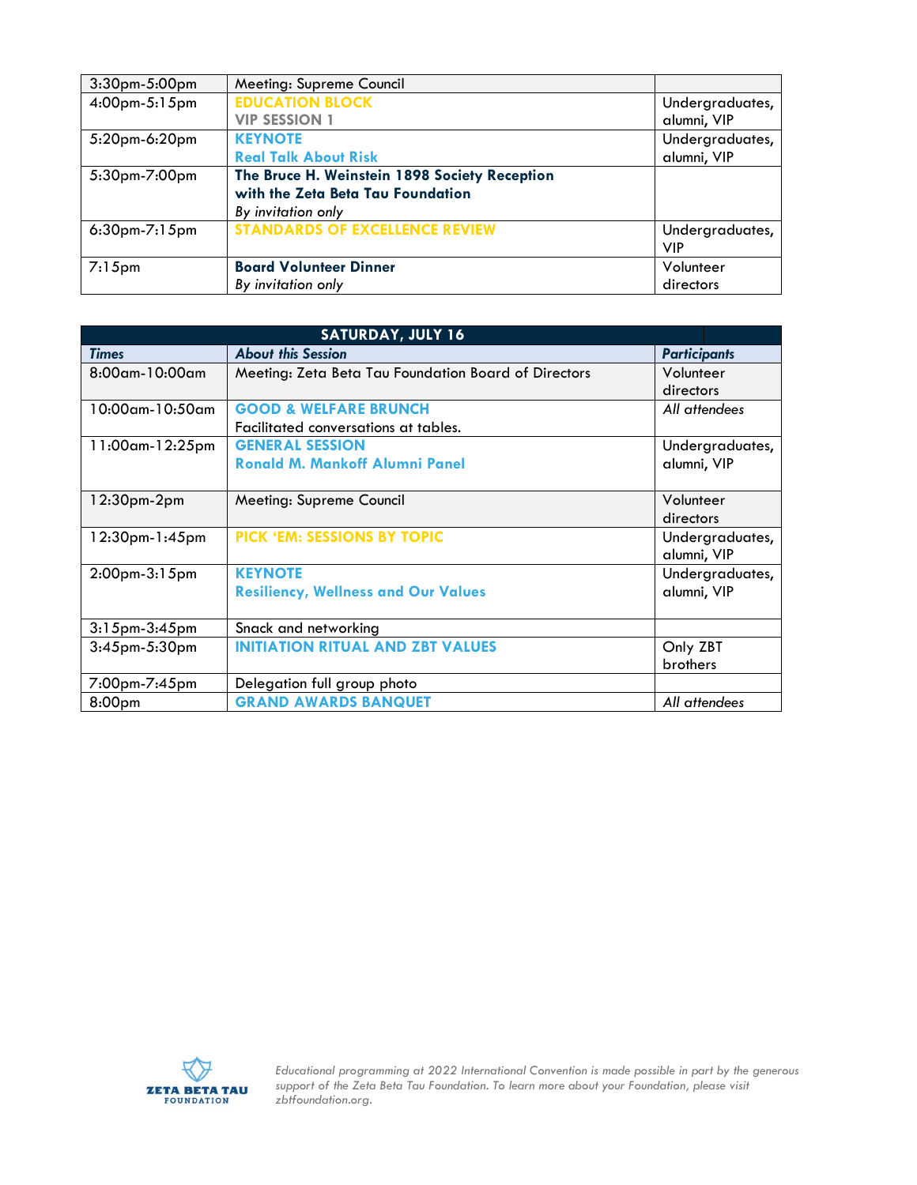| | | |
|---|---|---|
| 3:30pm-5:00pm | Meeting: Supreme Council | |
| 4:00pm-5:15pm | **EDUCATION BLOCK**<br>**VIP SESSION 1** | Undergraduates, alumni, VIP |
| 5:20pm-6:20pm | **KEYNOTE**<br>**Real Talk About Risk** | Undergraduates, alumni, VIP |
| 5:30pm-7:00pm | **The Bruce H. Weinstein 1898 Society Reception with the Zeta Beta Tau Foundation**<br>*By invitation only* | |
| 6:30pm-7:15pm | **STANDARDS OF EXCELLENCE REVIEW** | Undergraduates, VIP |
| 7:15pm | **Board Volunteer Dinner**<br>*By invitation only* | Volunteer directors |

| SATURDAY, JULY 16 | | |
|---|---|---|
| ***Times*** | ***About this Session*** | ***Participants*** |
| 8:00am-10:00am | Meeting: Zeta Beta Tau Foundation Board of Directors | Volunteer directors |
| 10:00am-10:50am | **GOOD & WELFARE BRUNCH**<br>Facilitated conversations at tables. | *All attendees* |
| 11:00am-12:25pm | **GENERAL SESSION**<br>**Ronald M. Mankoff Alumni Panel** | Undergraduates, alumni, VIP |
| 12:30pm-2pm | Meeting: Supreme Council | Volunteer directors |
| 12:30pm-1:45pm | **PICK 'EM: SESSIONS BY TOPIC** | Undergraduates, alumni, VIP |
| 2:00pm-3:15pm | **KEYNOTE**<br>**Resiliency, Wellness and Our Values** | Undergraduates, alumni, VIP |
| 3:15pm-3:45pm | Snack and networking | |
| 3:45pm-5:30pm | **INITIATION RITUAL AND ZBT VALUES** | Only ZBT brothers |
| 7:00pm-7:45pm | Delegation full group photo | |
| 8:00pm | **GRAND AWARDS BANQUET** | *All attendees* |

ZETA BETA TAU FOUNDATION

*Educational programming at 2022 International Convention is made possible in part by the generous support of the Zeta Beta Tau Foundation. To learn more about your Foundation, please visit zbtfoundation.org.*